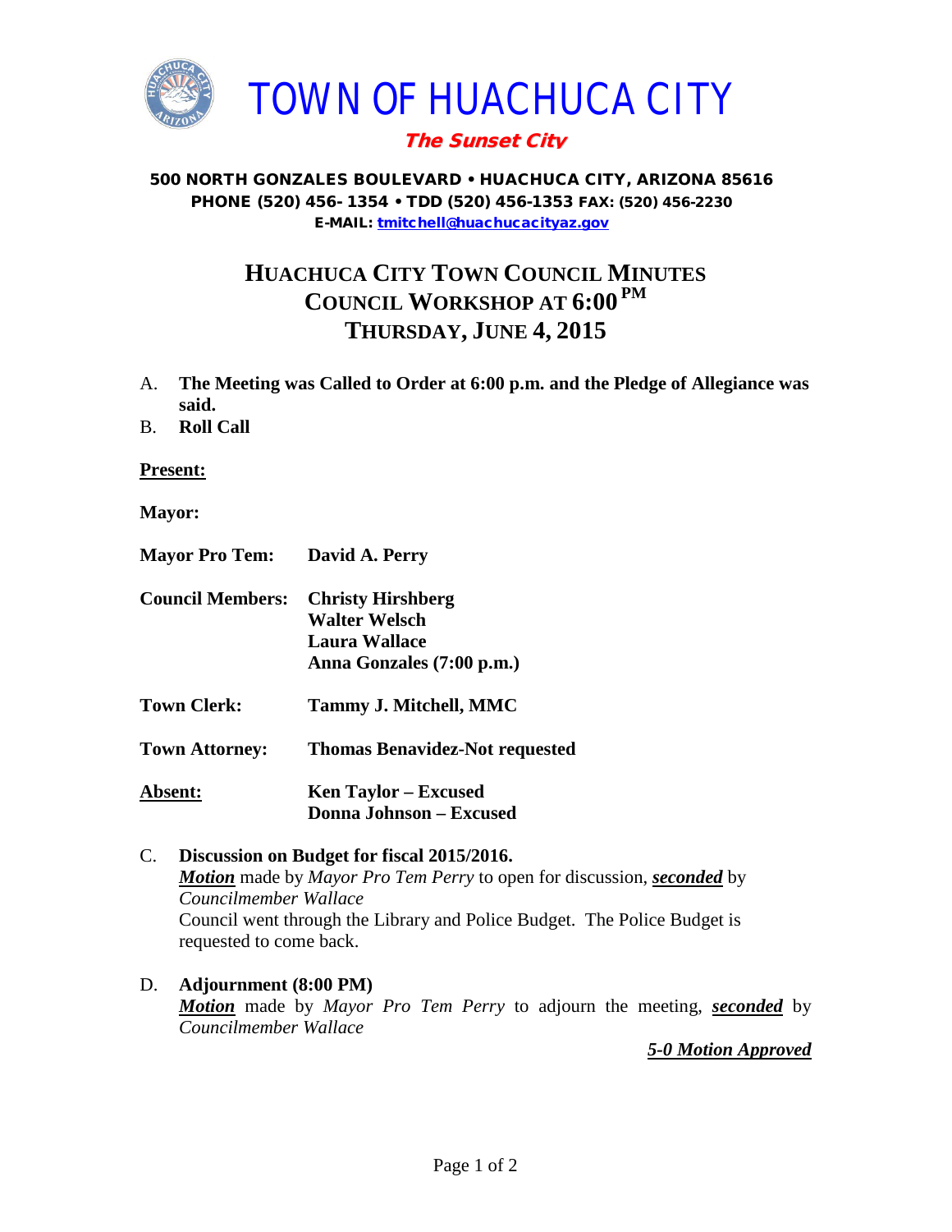# TOWN OF HUACHUCA CITY

***The Sunset City***

**500 NORTH GONZALES BOULEVARD • HUACHUCA CITY, ARIZONA 85616**
**PHONE (520) 456-1354 • TDD (520) 456-1353 FAX: (520) 456-2230**
**E-MAIL: tmitchell@huachucacityaz.gov**

## HUACHUCA CITY TOWN COUNCIL MINUTES
## COUNCIL WORKSHOP AT 6:00 PM
## THURSDAY, JUNE 4, 2015

A. **The Meeting was Called to Order at 6:00 p.m. and the Pledge of Allegiance was said.**

B. **Roll Call**

**Present:**

**Mayor:**

**Mayor Pro Tem:** **David A. Perry**

**Council Members:** **Christy Hirshberg**
**Walter Welsch**
**Laura Wallace**
**Anna Gonzales (7:00 p.m.)**

**Town Clerk:** **Tammy J. Mitchell, MMC**

**Town Attorney:** **Thomas Benavidez-Not requested**

**Absent:** **Ken Taylor – Excused**
**Donna Johnson – Excused**

C. **Discussion on Budget for fiscal 2015/2016.**
***Motion*** made by *Mayor Pro Tem Perry* to open for discussion, ***seconded*** by *Councilmember Wallace*
Council went through the Library and Police Budget. The Police Budget is requested to come back.

D. **Adjournment (8:00 PM)**
***Motion*** made by *Mayor Pro Tem Perry* to adjourn the meeting, ***seconded*** by *Councilmember Wallace*

***5-0 Motion Approved***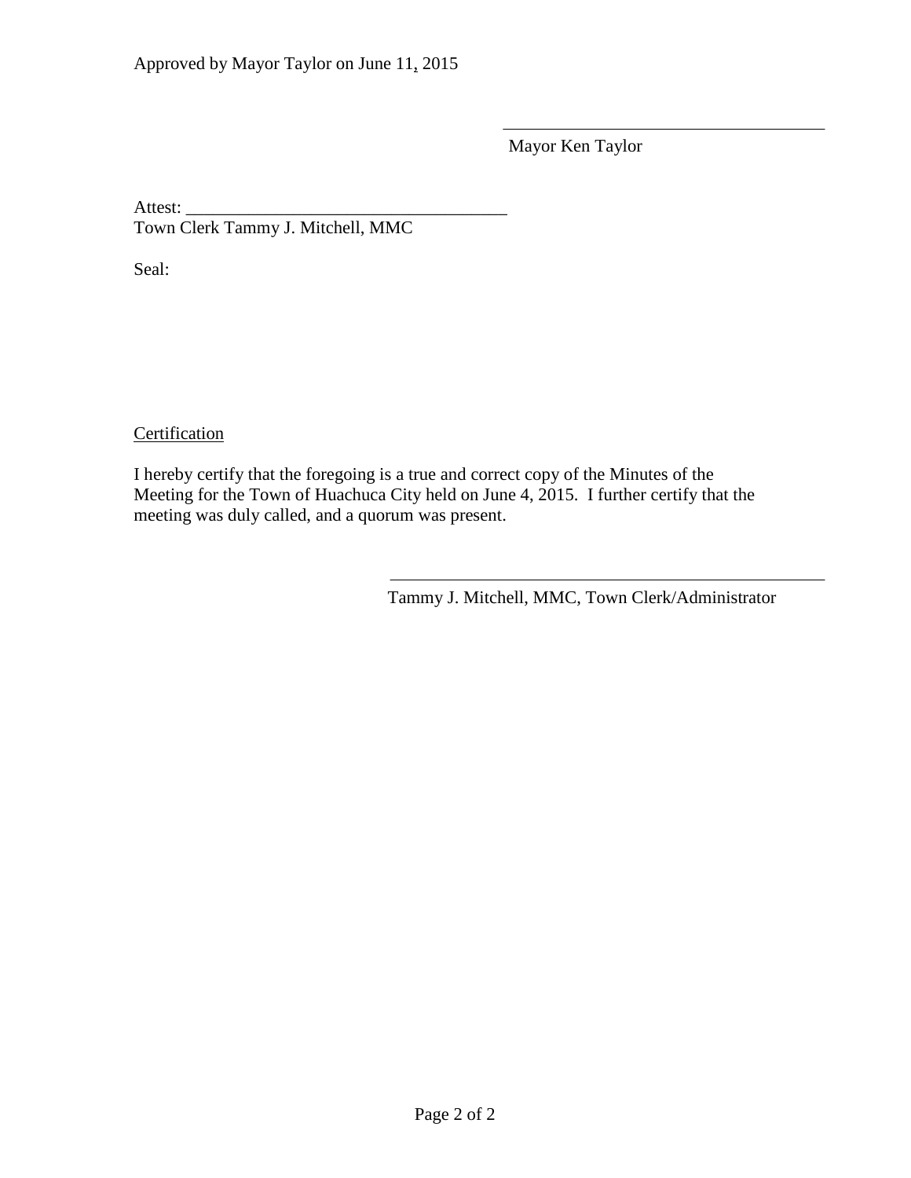Approved by Mayor Taylor on June 11, 2015

\_\_\_\_\_\_\_\_\_\_\_\_\_\_\_\_\_\_\_\_\_\_\_\_\_\_\_\_\_\_\_\_\_\_\_\_\_

Mayor Ken Taylor

Attest: \_\_\_\_\_\_\_\_\_\_\_\_\_\_\_\_\_\_\_\_\_\_\_\_\_\_\_\_\_\_\_\_\_\_\_\_

Town Clerk Tammy J. Mitchell, MMC

Seal:

<u>Certification</u>

I hereby certify that the foregoing is a true and correct copy of the Minutes of the Meeting for the Town of Huachuca City held on June 4, 2015. I further certify that the meeting was duly called, and a quorum was present.

\_\_\_\_\_\_\_\_\_\_\_\_\_\_\_\_\_\_\_\_\_\_\_\_\_\_\_\_\_\_\_\_\_\_\_\_\_\_\_\_\_\_\_\_\_\_\_\_

Tammy J. Mitchell, MMC, Town Clerk/Administrator